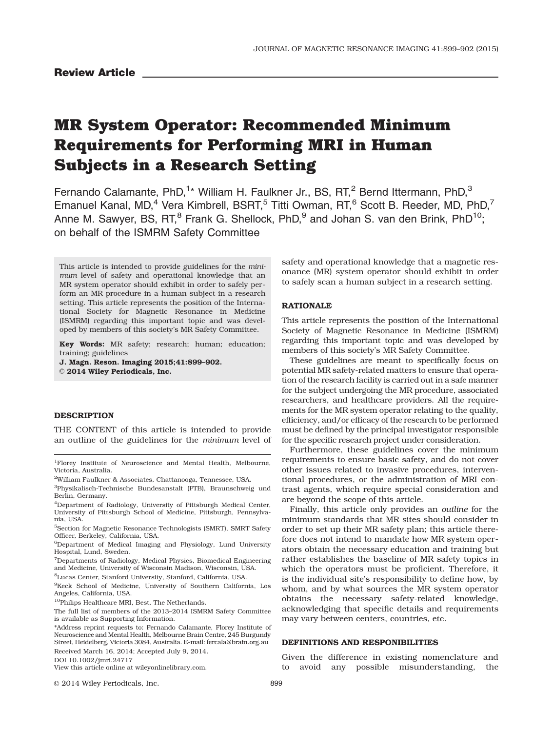**Review Article**

# MR System Operator: Recommended Minimum Requirements for Performing MRI in Human Subjects in a Research Setting

Fernando Calamante, PhD,[1]* William H. Faulkner Jr., BS, RT,[2] Bernd Ittermann, PhD,[3] Emanuel Kanal, MD,[4] Vera Kimbrell, BSRT,[5] Titti Owman, RT,[6] Scott B. Reeder, MD, PhD,[7] Anne M. Sawyer, BS, RT,[8] Frank G. Shellock, PhD,[9] and Johan S. van den Brink, PhD[10]; on behalf of the ISMRM Safety Committee

This article is intended to provide guidelines for the *minimum* level of safety and operational knowledge that an MR system operator should exhibit in order to safely perform an MR procedure in a human subject in a research setting. This article represents the position of the International Society for Magnetic Resonance in Medicine (ISMRM) regarding this important topic and was developed by members of this society's MR Safety Committee.

**Key Words:** MR safety; research; human; education; training; guidelines
**J. Magn. Reson. Imaging 2015;41:899–902.**
**© 2014 Wiley Periodicals, Inc.**

## DESCRIPTION

THE CONTENT of this article is intended to provide an outline of the guidelines for the *minimum* level of safety and operational knowledge that a magnetic resonance (MR) system operator should exhibit in order to safely scan a human subject in a research setting.

## RATIONALE

This article represents the position of the International Society of Magnetic Resonance in Medicine (ISMRM) regarding this important topic and was developed by members of this society's MR Safety Committee.

These guidelines are meant to specifically focus on potential MR safety-related matters to ensure that operation of the research facility is carried out in a safe manner for the subject undergoing the MR procedure, associated researchers, and healthcare providers. All the requirements for the MR system operator relating to the quality, efficiency, and/or efficacy of the research to be performed must be defined by the principal investigator responsible for the specific research project under consideration.

Furthermore, these guidelines cover the minimum requirements to ensure basic safety, and do not cover other issues related to invasive procedures, interventional procedures, or the administration of MRI contrast agents, which require special consideration and are beyond the scope of this article.

Finally, this article only provides an *outline* for the minimum standards that MR sites should consider in order to set up their MR safety plan; this article therefore does not intend to mandate how MR system operators obtain the necessary education and training but rather establishes the baseline of MR safety topics in which the operators must be proficient. Therefore, it is the individual site's responsibility to define how, by whom, and by what sources the MR system operator obtains the necessary safety-related knowledge, acknowledging that specific details and requirements may vary between centers, countries, etc.

## DEFINITIONS AND RESPONIBILITIES

Given the difference in existing nomenclature and to avoid any possible misunderstanding, the

---

[1]Florey Institute of Neuroscience and Mental Health, Melbourne, Victoria, Australia.
[2]William Faulkner & Associates, Chattanooga, Tennessee, USA.
[3]Physikalisch-Technische Bundesanstalt (PTB), Braunschweig und Berlin, Germany.
[4]Department of Radiology, University of Pittsburgh Medical Center, University of Pittsburgh School of Medicine, Pittsburgh, Pennsylvania, USA.
[5]Section for Magnetic Resonance Technologists (SMRT), SMRT Safety Officer, Berkeley, California, USA.
[6]Department of Medical Imaging and Physiology, Lund University Hospital, Lund, Sweden.
[7]Departments of Radiology, Medical Physics, Biomedical Engineering and Medicine, University of Wisconsin Madison, Wisconsin, USA.
[8]Lucas Center, Stanford University, Stanford, California, USA.
[9]Keck School of Medicine, University of Southern California, Los Angeles, California, USA.
[10]Philips Healthcare MRI, Best, The Netherlands.

The full list of members of the 2013–2014 ISMRM Safety Committee is available as Supporting Information.

*Address reprint requests to: Fernando Calamante, Florey Institute of Neuroscience and Mental Health, Melbourne Brain Centre, 245 Burgundy Street, Heidelberg, Victoria 3084, Australia. E-mail: fercala@brain.org.au

Received March 16, 2014; Accepted July 9, 2014.
DOI 10.1002/jmri.24717
View this article online at wileyonlinelibrary.com.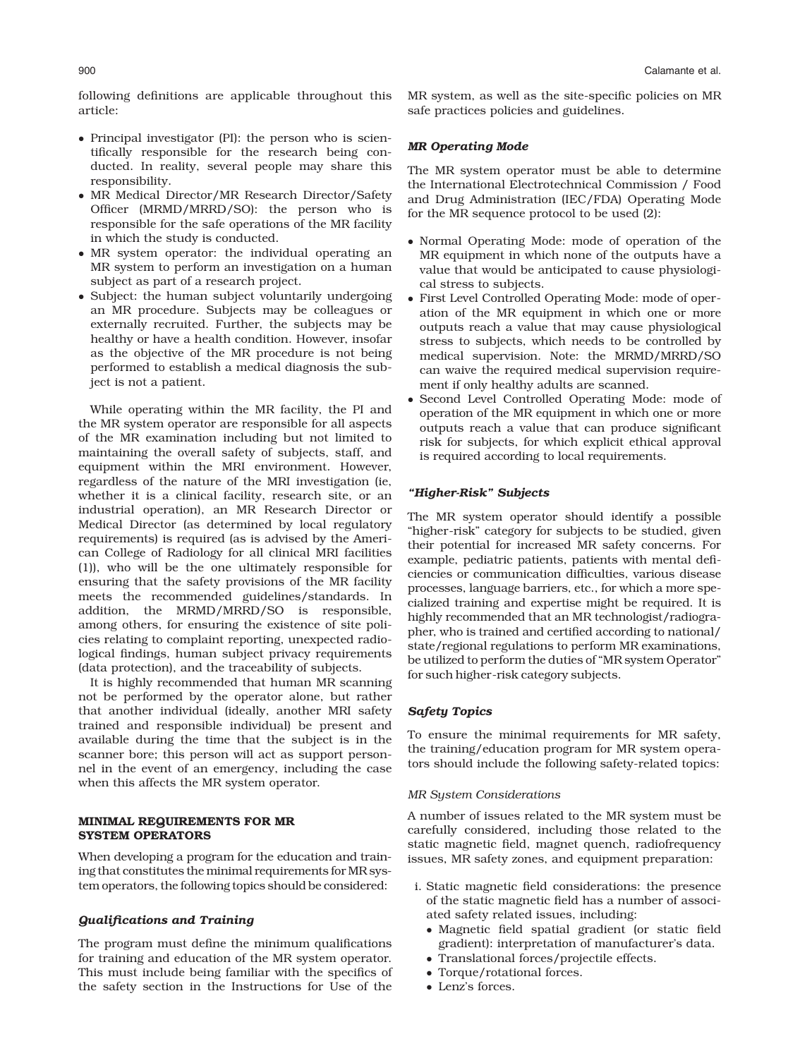following definitions are applicable throughout this article:

- Principal investigator (PI): the person who is scientifically responsible for the research being conducted. In reality, several people may share this responsibility.
- MR Medical Director/MR Research Director/Safety Officer (MRMD/MRRD/SO): the person who is responsible for the safe operations of the MR facility in which the study is conducted.
- MR system operator: the individual operating an MR system to perform an investigation on a human subject as part of a research project.
- Subject: the human subject voluntarily undergoing an MR procedure. Subjects may be colleagues or externally recruited. Further, the subjects may be healthy or have a health condition. However, insofar as the objective of the MR procedure is not being performed to establish a medical diagnosis the subject is not a patient.

While operating within the MR facility, the PI and the MR system operator are responsible for all aspects of the MR examination including but not limited to maintaining the overall safety of subjects, staff, and equipment within the MRI environment. However, regardless of the nature of the MRI investigation (ie, whether it is a clinical facility, research site, or an industrial operation), an MR Research Director or Medical Director (as determined by local regulatory requirements) is required (as is advised by the American College of Radiology for all clinical MRI facilities (1)), who will be the one ultimately responsible for ensuring that the safety provisions of the MR facility meets the recommended guidelines/standards. In addition, the MRMD/MRRD/SO is responsible, among others, for ensuring the existence of site policies relating to complaint reporting, unexpected radiological findings, human subject privacy requirements (data protection), and the traceability of subjects.

It is highly recommended that human MR scanning not be performed by the operator alone, but rather that another individual (ideally, another MRI safety trained and responsible individual) be present and available during the time that the subject is in the scanner bore; this person will act as support personnel in the event of an emergency, including the case when this affects the MR system operator.

## MINIMAL REQUIREMENTS FOR MR SYSTEM OPERATORS

When developing a program for the education and training that constitutes the minimal requirements for MR system operators, the following topics should be considered:

### *Qualifications and Training*

The program must define the minimum qualifications for training and education of the MR system operator. This must include being familiar with the specifics of the safety section in the Instructions for Use of the MR system, as well as the site-specific policies on MR safe practices policies and guidelines.

### *MR Operating Mode*

The MR system operator must be able to determine the International Electrotechnical Commission / Food and Drug Administration (IEC/FDA) Operating Mode for the MR sequence protocol to be used (2):

- Normal Operating Mode: mode of operation of the MR equipment in which none of the outputs have a value that would be anticipated to cause physiological stress to subjects.
- First Level Controlled Operating Mode: mode of operation of the MR equipment in which one or more outputs reach a value that may cause physiological stress to subjects, which needs to be controlled by medical supervision. Note: the MRMD/MRRD/SO can waive the required medical supervision requirement if only healthy adults are scanned.
- Second Level Controlled Operating Mode: mode of operation of the MR equipment in which one or more outputs reach a value that can produce significant risk for subjects, for which explicit ethical approval is required according to local requirements.

### *"Higher-Risk" Subjects*

The MR system operator should identify a possible "higher-risk" category for subjects to be studied, given their potential for increased MR safety concerns. For example, pediatric patients, patients with mental deficiencies or communication difficulties, various disease processes, language barriers, etc., for which a more specialized training and expertise might be required. It is highly recommended that an MR technologist/radiographer, who is trained and certified according to national/state/regional regulations to perform MR examinations, be utilized to perform the duties of "MR system Operator" for such higher-risk category subjects.

### *Safety Topics*

To ensure the minimal requirements for MR safety, the training/education program for MR system operators should include the following safety-related topics:

#### *MR System Considerations*

A number of issues related to the MR system must be carefully considered, including those related to the static magnetic field, magnet quench, radiofrequency issues, MR safety zones, and equipment preparation:

i. Static magnetic field considerations: the presence of the static magnetic field has a number of associated safety related issues, including:
   - Magnetic field spatial gradient (or static field gradient): interpretation of manufacturer's data.
   - Translational forces/projectile effects.
   - Torque/rotational forces.
   - Lenz's forces.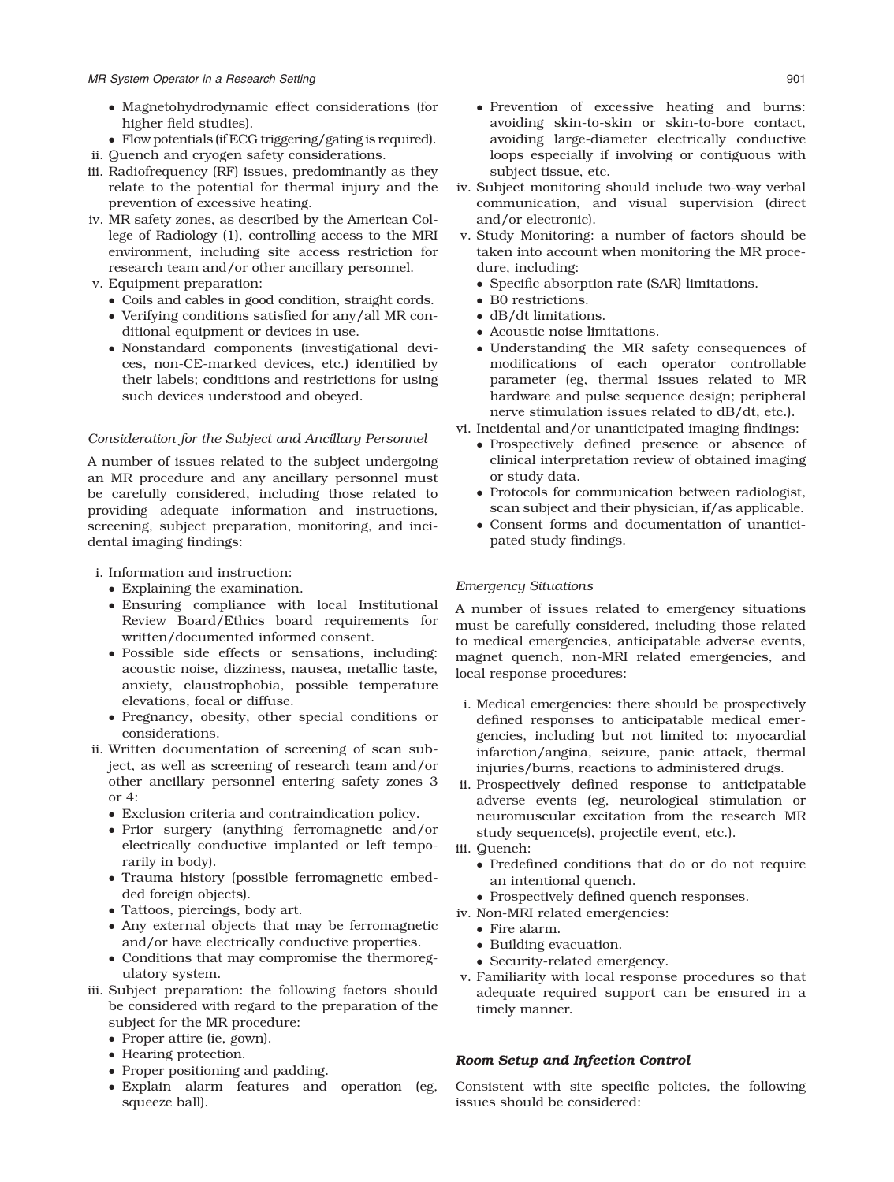- Magnetohydrodynamic effect considerations (for higher field studies).
- Flow potentials (if ECG triggering/gating is required).

ii. Quench and cryogen safety considerations.

iii. Radiofrequency (RF) issues, predominantly as they relate to the potential for thermal injury and the prevention of excessive heating.

iv. MR safety zones, as described by the American College of Radiology (1), controlling access to the MRI environment, including site access restriction for research team and/or other ancillary personnel.

v. Equipment preparation:
   - Coils and cables in good condition, straight cords.
   - Verifying conditions satisfied for any/all MR conditional equipment or devices in use.
   - Nonstandard components (investigational devices, non-CE-marked devices, etc.) identified by their labels; conditions and restrictions for using such devices understood and obeyed.

*Consideration for the Subject and Ancillary Personnel*

A number of issues related to the subject undergoing an MR procedure and any ancillary personnel must be carefully considered, including those related to providing adequate information and instructions, screening, subject preparation, monitoring, and incidental imaging findings:

i. Information and instruction:
   - Explaining the examination.
   - Ensuring compliance with local Institutional Review Board/Ethics board requirements for written/documented informed consent.
   - Possible side effects or sensations, including: acoustic noise, dizziness, nausea, metallic taste, anxiety, claustrophobia, possible temperature elevations, focal or diffuse.
   - Pregnancy, obesity, other special conditions or considerations.

ii. Written documentation of screening of scan subject, as well as screening of research team and/or other ancillary personnel entering safety zones 3 or 4:
   - Exclusion criteria and contraindication policy.
   - Prior surgery (anything ferromagnetic and/or electrically conductive implanted or left temporarily in body).
   - Trauma history (possible ferromagnetic embedded foreign objects).
   - Tattoos, piercings, body art.
   - Any external objects that may be ferromagnetic and/or have electrically conductive properties.
   - Conditions that may compromise the thermoregulatory system.

iii. Subject preparation: the following factors should be considered with regard to the preparation of the subject for the MR procedure:
   - Proper attire (ie, gown).
   - Hearing protection.
   - Proper positioning and padding.
   - Explain alarm features and operation (eg, squeeze ball).
   - Prevention of excessive heating and burns: avoiding skin-to-skin or skin-to-bore contact, avoiding large-diameter electrically conductive loops especially if involving or contiguous with subject tissue, etc.

iv. Subject monitoring should include two-way verbal communication, and visual supervision (direct and/or electronic).

v. Study Monitoring: a number of factors should be taken into account when monitoring the MR procedure, including:
   - Specific absorption rate (SAR) limitations.
   - B0 restrictions.
   - dB/dt limitations.
   - Acoustic noise limitations.
   - Understanding the MR safety consequences of modifications of each operator controllable parameter (eg, thermal issues related to MR hardware and pulse sequence design; peripheral nerve stimulation issues related to dB/dt, etc.).

vi. Incidental and/or unanticipated imaging findings:
   - Prospectively defined presence or absence of clinical interpretation review of obtained imaging or study data.
   - Protocols for communication between radiologist, scan subject and their physician, if/as applicable.
   - Consent forms and documentation of unanticipated study findings.

*Emergency Situations*

A number of issues related to emergency situations must be carefully considered, including those related to medical emergencies, anticipatable adverse events, magnet quench, non-MRI related emergencies, and local response procedures:

i. Medical emergencies: there should be prospectively defined responses to anticipatable medical emergencies, including but not limited to: myocardial infarction/angina, seizure, panic attack, thermal injuries/burns, reactions to administered drugs.

ii. Prospectively defined response to anticipatable adverse events (eg, neurological stimulation or neuromuscular excitation from the research MR study sequence(s), projectile event, etc.).

iii. Quench:
   - Predefined conditions that do or do not require an intentional quench.
   - Prospectively defined quench responses.

iv. Non-MRI related emergencies:
   - Fire alarm.
   - Building evacuation.
   - Security-related emergency.

v. Familiarity with local response procedures so that adequate required support can be ensured in a timely manner.

### ***Room Setup and Infection Control***

Consistent with site specific policies, the following issues should be considered: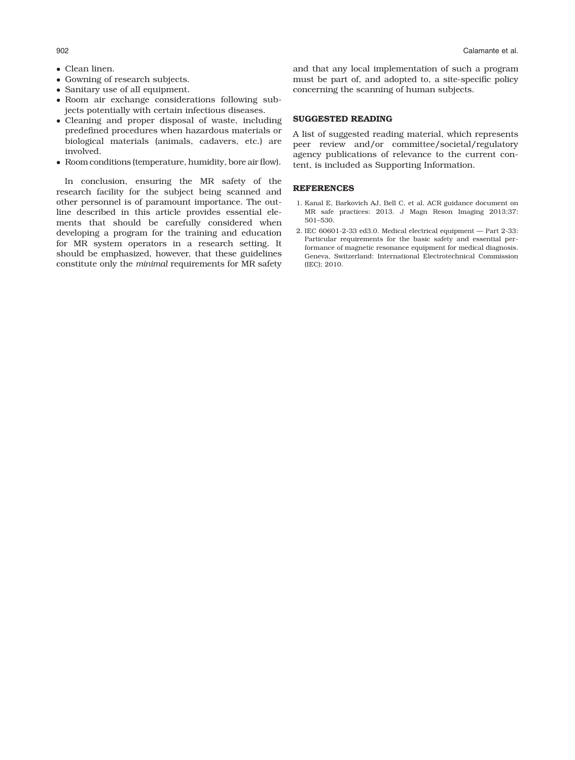- Clean linen.
- Gowning of research subjects.
- Sanitary use of all equipment.
- Room air exchange considerations following subjects potentially with certain infectious diseases.
- Cleaning and proper disposal of waste, including predefined procedures when hazardous materials or biological materials (animals, cadavers, etc.) are involved.
- Room conditions (temperature, humidity, bore air flow).

In conclusion, ensuring the MR safety of the research facility for the subject being scanned and other personnel is of paramount importance. The outline described in this article provides essential elements that should be carefully considered when developing a program for the training and education for MR system operators in a research setting. It should be emphasized, however, that these guidelines constitute only the *minimal* requirements for MR safety and that any local implementation of such a program must be part of, and adopted to, a site-specific policy concerning the scanning of human subjects.

## SUGGESTED READING

A list of suggested reading material, which represents peer review and/or committee/societal/regulatory agency publications of relevance to the current content, is included as Supporting Information.

## REFERENCES

1. Kanal E, Barkovich AJ, Bell C, et al. ACR guidance document on MR safe practices: 2013. J Magn Reson Imaging 2013;37: 501–530.
2. IEC 60601-2-33 ed3.0. Medical electrical equipment — Part 2-33: Particular requirements for the basic safety and essential performance of magnetic resonance equipment for medical diagnosis. Geneva, Switzerland: International Electrotechnical Commission (IEC); 2010.